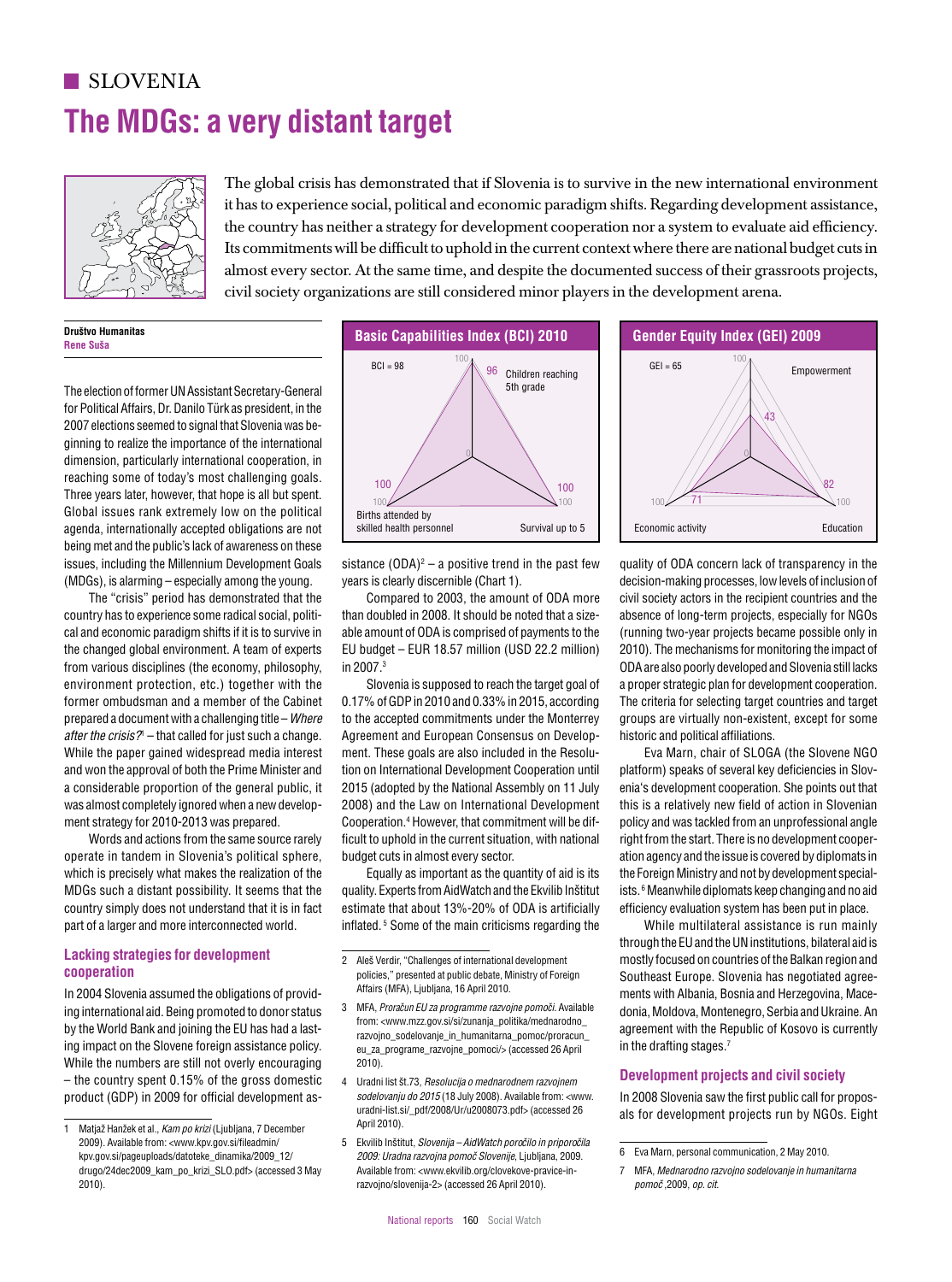SLOVENIA

# The MDGs: a very distant target

The global crisis has demonstrated that if Slovenia is to survive in the new international environment it has to experience social, political and economic paradigm shifts. Regarding development assistance, the country has neither a strategy for development cooperation nor a system to evaluate aid efficiency. Its commitments will be difficult to uphold in the current context where there are national budget cuts in almost every sector. At the same time, and despite the documented success of their grassroots projects, civil society organizations are still considered minor players in the development arena.

**Društvo Humanitas**
**Rene Suša**

**Basic Capabilities Index (BCI) 2010**

BCI = 98

| Indicator | Value |
|---|---|
| Children reaching 5th grade | 96 |
| Survival up to 5 | 100 |
| Births attended by skilled health personnel | 100 |

**Gender Equity Index (GEI) 2009**

GEI = 65

| Indicator | Value |
|---|---|
| Empowerment | 43 |
| Education | 82 |
| Economic activity | 71 |

The election of former UN Assistant Secretary-General for Political Affairs, Dr. Danilo Türk as president, in the 2007 elections seemed to signal that Slovenia was beginning to realize the importance of the international dimension, particularly international cooperation, in reaching some of today's most challenging goals. Three years later, however, that hope is all but spent. Global issues rank extremely low on the political agenda, internationally accepted obligations are not being met and the public's lack of awareness on these issues, including the Millennium Development Goals (MDGs), is alarming – especially among the young.

The "crisis" period has demonstrated that the country has to experience some radical social, political and economic paradigm shifts if it is to survive in the changed global environment. A team of experts from various disciplines (the economy, philosophy, environment protection, etc.) together with the former ombudsman and a member of the Cabinet prepared a document with a challenging title – *Where after the crisis?*[1] – that called for just such a change. While the paper gained widespread media interest and won the approval of both the Prime Minister and a considerable proportion of the general public, it was almost completely ignored when a new development strategy for 2010-2013 was prepared.

Words and actions from the same source rarely operate in tandem in Slovenia's political sphere, which is precisely what makes the realization of the MDGs such a distant possibility. It seems that the country simply does not understand that it is in fact part of a larger and more interconnected world.

## Lacking strategies for development cooperation

In 2004 Slovenia assumed the obligations of providing international aid. Being promoted to donor status by the World Bank and joining the EU has had a lasting impact on the Slovene foreign assistance policy. While the numbers are still not overly encouraging – the country spent 0.15% of the gross domestic product (GDP) in 2009 for official development assistance (ODA)[2] – a positive trend in the past few years is clearly discernible (Chart 1).

Compared to 2003, the amount of ODA more than doubled in 2008. It should be noted that a sizeable amount of ODA is comprised of payments to the EU budget – EUR 18.57 million (USD 22.2 million) in 2007.[3]

Slovenia is supposed to reach the target goal of 0.17% of GDP in 2010 and 0.33% in 2015, according to the accepted commitments under the Monterrey Agreement and European Consensus on Development. These goals are also included in the Resolution on International Development Cooperation until 2015 (adopted by the National Assembly on 11 July 2008) and the Law on International Development Cooperation.[4] However, that commitment will be difficult to uphold in the current situation, with national budget cuts in almost every sector.

Equally as important as the quantity of aid is its quality. Experts from AidWatch and the Ekvilib Inštitut estimate that about 13%-20% of ODA is artificially inflated.[5] Some of the main criticisms regarding the quality of ODA concern lack of transparency in the decision-making processes, low levels of inclusion of civil society actors in the recipient countries and the absence of long-term projects, especially for NGOs (running two-year projects became possible only in 2010). The mechanisms for monitoring the impact of ODA are also poorly developed and Slovenia still lacks a proper strategic plan for development cooperation. The criteria for selecting target countries and target groups are virtually non-existent, except for some historic and political affiliations.

Eva Marn, chair of SLOGA (the Slovene NGO platform) speaks of several key deficiencies in Slovenia's development cooperation. She points out that this is a relatively new field of action in Slovenian policy and was tackled from an unprofessional angle right from the start. There is no development cooperation agency and the issue is covered by diplomats in the Foreign Ministry and not by development specialists.[6] Meanwhile diplomats keep changing and no aid efficiency evaluation system has been put in place.

While multilateral assistance is run mainly through the EU and the UN institutions, bilateral aid is mostly focused on countries of the Balkan region and Southeast Europe. Slovenia has negotiated agreements with Albania, Bosnia and Herzegovina, Macedonia, Moldova, Montenegro, Serbia and Ukraine. An agreement with the Republic of Kosovo is currently in the drafting stages.[7]

## Development projects and civil society

In 2008 Slovenia saw the first public call for proposals for development projects run by NGOs. Eight

---

1 Matjaž Hanžek et al., *Kam po krizi* (Ljubljana, 7 December 2009). Available from: <www.kpv.gov.si/fileadmin/kpv.gov.si/pageuploads/datoteke_dinamika/2009_12/drugo/24dec2009_kam_po_krizi_SLO.pdf> (accessed 3 May 2010).

2 Aleš Verdir, "Challenges of international development policies," presented at public debate, Ministry of Foreign Affairs (MFA), Ljubljana, 16 April 2010.

3 MFA, *Proračun EU za programme razvojne pomoči*. Available from: <www.mzz.gov.si/si/zunanja_politika/mednarodno_razvojno_sodelovanje_in_humanitarna_pomoc/proracun_eu_za_programe_razvojne_pomoci/> (accessed 26 April 2010).

4 Uradni list št.73, *Resolucija o mednarodnem razvojnem sodelovanju do 2015* (18 July 2008). Available from: <www.uradni-list.si/_pdf/2008/Ur/u2008073.pdf> (accessed 26 April 2010).

5 Ekvilib Inštitut, *Slovenija – AidWatch poročilo in priporočila 2009: Uradna razvojna pomoč Slovenije*, Ljubljana, 2009. Available from: <www.ekvilib.org/clovekove-pravice-in-razvojno/slovenija-2> (accessed 26 April 2010).

6 Eva Marn, personal communication, 2 May 2010.

7 MFA, *Mednarodno razvojno sodelovanje in humanitarna pomoč* ,2009, *op. cit.*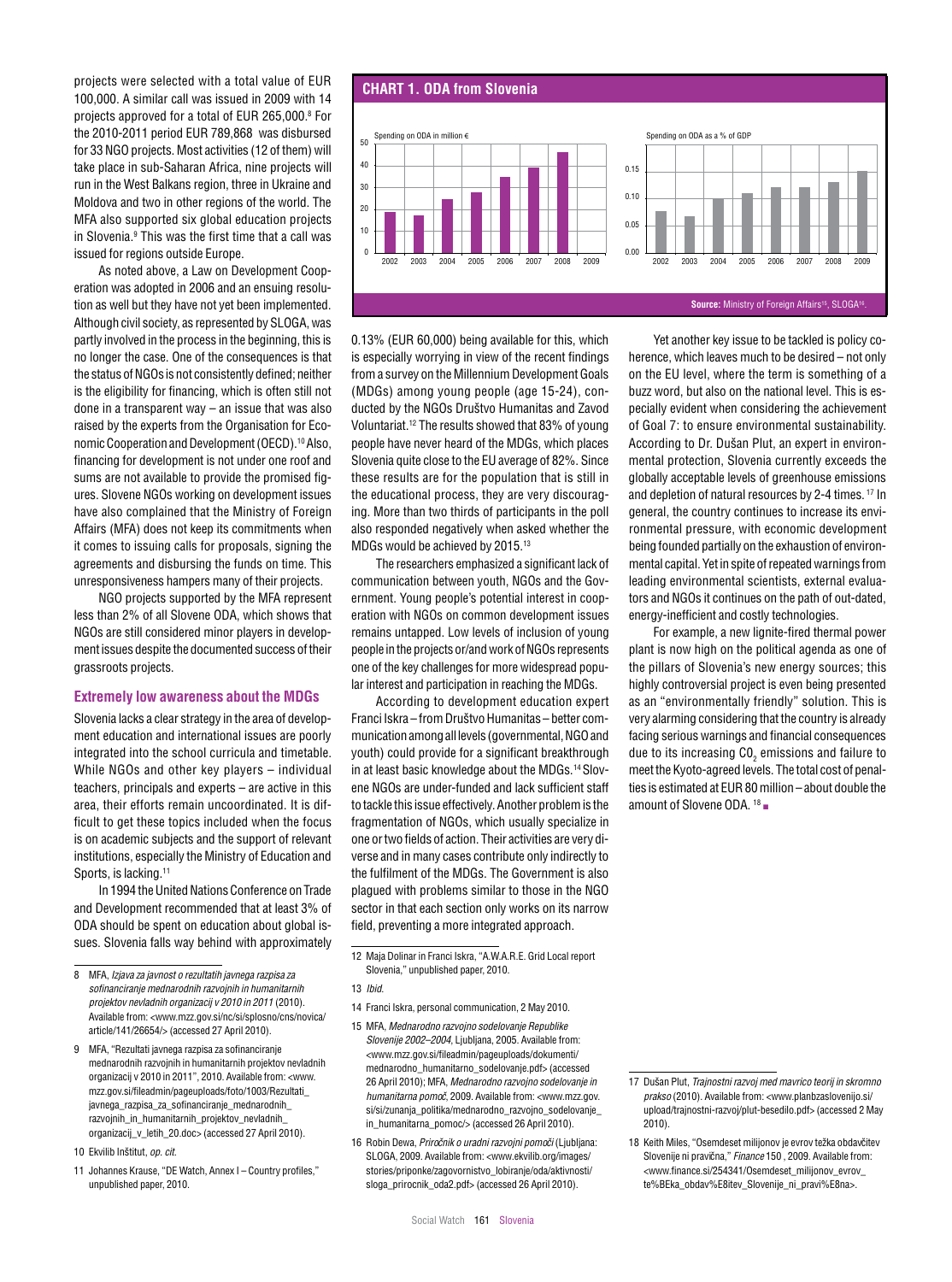projects were selected with a total value of EUR 100,000. A similar call was issued in 2009 with 14 projects approved for a total of EUR 265,000.[8] For the 2010-2011 period EUR 789,868 was disbursed for 33 NGO projects. Most activities (12 of them) will take place in sub-Saharan Africa, nine projects will run in the West Balkans region, three in Ukraine and Moldova and two in other regions of the world. The MFA also supported six global education projects in Slovenia.[9] This was the first time that a call was issued for regions outside Europe.

As noted above, a Law on Development Cooperation was adopted in 2006 and an ensuing resolution as well but they have not yet been implemented. Although civil society, as represented by SLOGA, was partly involved in the process in the beginning, this is no longer the case. One of the consequences is that the status of NGOs is not consistently defined; neither is the eligibility for financing, which is often still not done in a transparent way – an issue that was also raised by the experts from the Organisation for Economic Cooperation and Development (OECD).[10] Also, financing for development is not under one roof and sums are not available to provide the promised figures. Slovene NGOs working on development issues have also complained that the Ministry of Foreign Affairs (MFA) does not keep its commitments when it comes to issuing calls for proposals, signing the agreements and disbursing the funds on time. This unresponsiveness hampers many of their projects.

NGO projects supported by the MFA represent less than 2% of all Slovene ODA, which shows that NGOs are still considered minor players in development issues despite the documented success of their grassroots projects.

### Extremely low awareness about the MDGs

Slovenia lacks a clear strategy in the area of development education and international issues are poorly integrated into the school curricula and timetable. While NGOs and other key players – individual teachers, principals and experts – are active in this area, their efforts remain uncoordinated. It is difficult to get these topics included when the focus is on academic subjects and the support of relevant institutions, especially the Ministry of Education and Sports, is lacking.[11]

In 1994 the United Nations Conference on Trade and Development recommended that at least 3% of ODA should be spent on education about global issues. Slovenia falls way behind with approximately 0.13% (EUR 60,000) being available for this, which is especially worrying in view of the recent findings from a survey on the Millennium Development Goals (MDGs) among young people (age 15-24), conducted by the NGOs Društvo Humanitas and Zavod Voluntariat.[12] The results showed that 83% of young people have never heard of the MDGs, which places Slovenia quite close to the EU average of 82%. Since these results are for the population that is still in the educational process, they are very discouraging. More than two thirds of participants in the poll also responded negatively when asked whether the MDGs would be achieved by 2015.[13]

The researchers emphasized a significant lack of communication between youth, NGOs and the Government. Young people's potential interest in cooperation with NGOs on common development issues remains untapped. Low levels of inclusion of young people in the projects or/and work of NGOs represents one of the key challenges for more widespread popular interest and participation in reaching the MDGs.

According to development education expert Franci Iskra – from Društvo Humanitas – better communication among all levels (governmental, NGO and youth) could provide for a significant breakthrough in at least basic knowledge about the MDGs.[14] Slovene NGOs are under-funded and lack sufficient staff to tackle this issue effectively. Another problem is the fragmentation of NGOs, which usually specialize in one or two fields of action. Their activities are very diverse and in many cases contribute only indirectly to the fulfilment of the MDGs. The Government is also plagued with problems similar to those in the NGO sector in that each section only works on its narrow field, preventing a more integrated approach.

**CHART 1. ODA from Slovenia**

Spending on ODA in million €

50, 40, 30, 20, 10, 0

2002 2003 2004 2005 2006 2007 2008 2009

Spending on ODA as a % of GDP

0.15, 0.10, 0.05, 0.00

2002 2003 2004 2005 2006 2007 2008 2009

**Source:** Ministry of Foreign Affairs[15], SLOGA[16].

Yet another key issue to be tackled is policy coherence, which leaves much to be desired – not only on the EU level, where the term is something of a buzz word, but also on the national level. This is especially evident when considering the achievement of Goal 7: to ensure environmental sustainability. According to Dr. Dušan Plut, an expert in environmental protection, Slovenia currently exceeds the globally acceptable levels of greenhouse emissions and depletion of natural resources by 2-4 times.[17] In general, the country continues to increase its environmental pressure, with economic development being founded partially on the exhaustion of environmental capital. Yet in spite of repeated warnings from leading environmental scientists, external evaluators and NGOs it continues on the path of out-dated, energy-inefficient and costly technologies.

For example, a new lignite-fired thermal power plant is now high on the political agenda as one of the pillars of Slovenia's new energy sources; this highly controversial project is even being presented as an "environmentally friendly" solution. This is very alarming considering that the country is already facing serious warnings and financial consequences due to its increasing $CO_2$ emissions and failure to meet the Kyoto-agreed levels. The total cost of penalties is estimated at EUR 80 million – about double the amount of Slovene ODA.[18] ■

---

8 MFA, *Izjava za javnost o rezultatih javnega razpisa za sofinanciranje mednarodnih razvojnih in humanitarnih projektov nevladnih organizacij v 2010 in 2011* (2010). Available from: <www.mzz.gov.si/nc/si/splosno/cns/novica/article/141/26654/> (accessed 27 April 2010).

9 MFA, "Rezultati javnega razpisa za sofinanciranje mednarodnih razvojnih in humanitarnih projektov nevladnih organizacij v 2010 in 2011", 2010. Available from: <www.mzz.gov.si/fileadmin/pageuploads/foto/1003/Rezultati_javnega_razpisa_za_sofinanciranje_mednarodnih_razvojnih_in_humanitarnih_projektov_nevladnih_organizacij_v_letih_20.doc> (accessed 27 April 2010).

10 Ekvilib Inštitut, *op. cit.*

11 Johannes Krause, "DE Watch, Annex I – Country profiles," unpublished paper, 2010.

12 Maja Dolinar in Franci Iskra, "A.W.A.R.E. Grid Local report Slovenia," unpublished paper, 2010.

13 *Ibid.*

14 Franci Iskra, personal communication, 2 May 2010.

15 MFA, *Mednarodno razvojno sodelovanje Republike Slovenije 2002–2004*, Ljubljana, 2005. Available from: <www.mzz.gov.si/fileadmin/pageuploads/dokumenti/mednarodno_humanitarno_sodelovanje.pdf> (accessed 26 April 2010); MFA, *Mednarodno razvojno sodelovanje in humanitarna pomoč*, 2009. Available from: <www.mzz.gov.si/si/zunanja_politika/mednarodno_razvojno_sodelovanje_in_humanitarna_pomoc/> (accessed 26 April 2010).

16 Robin Dewa, *Priročnik o uradni razvojni pomoči* (Ljubljana: SLOGA, 2009. Available from: <www.ekvilib.org/images/stories/priponke/zagovornistvo_lobiranje/oda/aktivnosti/sloga_prirocnik_oda2.pdf> (accessed 26 April 2010).

17 Dušan Plut, *Trajnostni razvoj med mavrico teorij in skromno prakso* (2010). Available from: <www.planbzaslovenijo.si/upload/trajnostni-razvoj/plut-besedilo.pdf> (accessed 2 May 2010).

18 Keith Miles, "Osemdeset milijonov je evrov težka obdavčitev Slovenije ni pravična," *Finance* 150 , 2009. Available from: <www.finance.si/254341/Osemdeset_milijonov_evrov_te%BEka_obdav%E8itev_Slovenije_ni_pravi%E8na>.